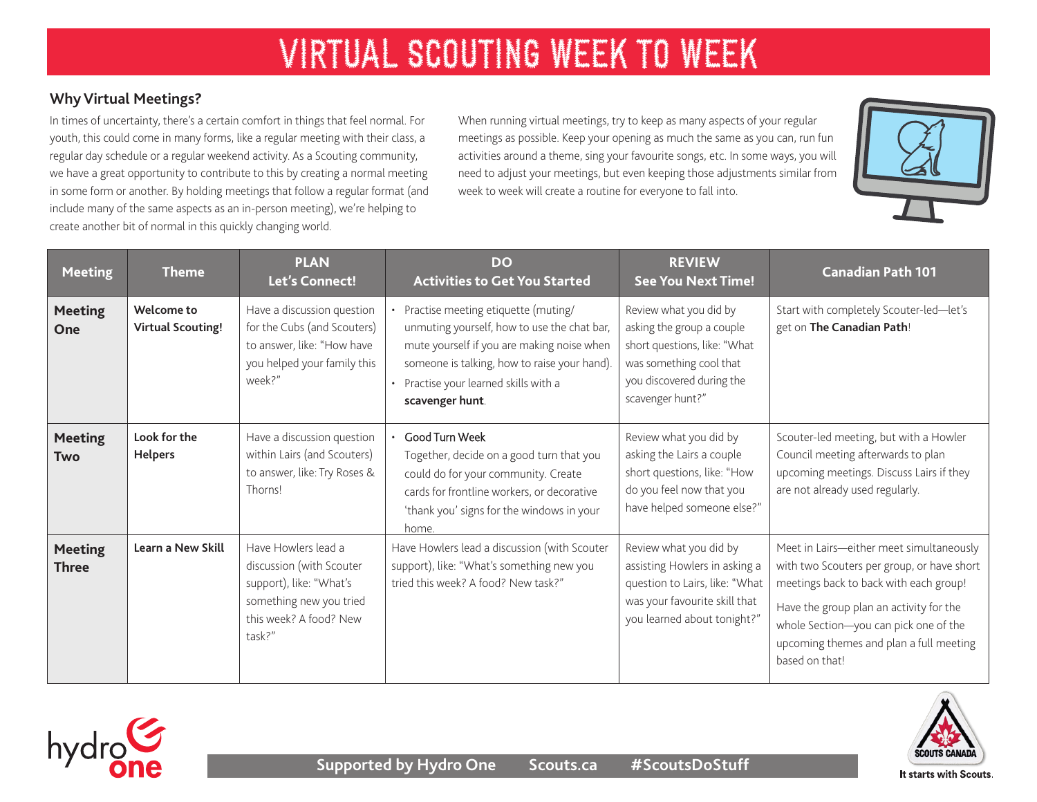# VIRTUAL SCOUTING WEEK TO WEEK

## Why Virtual Meetings?

In times of uncertainty, there's a certain comfort in things that feel normal. For youth, this could come in many forms, like a regular meeting with their class, a regular day schedule or a regular weekend activity. As a Scouting community, we have a great opportunity to contribute to this by creating a normal meeting in some form or another. By holding meetings that follow a regular format (and include many of the same aspects as an in-person meeting), we're helping to create another bit of normal in this quickly changing world.

When running virtual meetings, try to keep as many aspects of your regular meetings as possible. Keep your opening as much the same as you can, run fun activities around a theme, sing your favourite songs, etc. In some ways, you will need to adjust your meetings, but even keeping those adjustments similar from week to week will create a routine for everyone to fall into.

| Meeting | Theme | PLAN<br>Let's Connect! | DO<br>Activities to Get You Started | REVIEW<br>See You Next Time! | Canadian Path 101 |
|---|---|---|---|---|---|
| **Meeting One** | **Welcome to Virtual Scouting!** | Have a discussion question for the Cubs (and Scouters) to answer, like: "How have you helped your family this week?" | • Practise meeting etiquette (muting/unmuting yourself, how to use the chat bar, mute yourself if you are making noise when someone is talking, how to raise your hand).<br>• Practise your learned skills with a **scavenger hunt**. | Review what you did by asking the group a couple short questions, like: "What was something cool that you discovered during the scavenger hunt?" | Start with completely Scouter-led—let's get on **The Canadian Path**! |
| **Meeting Two** | **Look for the Helpers** | Have a discussion question within Lairs (and Scouters) to answer, like: Try Roses & Thorns! | • Good Turn Week<br>Together, decide on a good turn that you could do for your community. Create cards for frontline workers, or decorative 'thank you' signs for the windows in your home. | Review what you did by asking the Lairs a couple short questions, like: "How do you feel now that you have helped someone else?" | Scouter-led meeting, but with a Howler Council meeting afterwards to plan upcoming meetings. Discuss Lairs if they are not already used regularly. |
| **Meeting Three** | **Learn a New Skill** | Have Howlers lead a discussion (with Scouter support), like: "What's something new you tried this week? A food? New task?" | Have Howlers lead a discussion (with Scouter support), like: "What's something new you tried this week? A food? New task?" | Review what you did by assisting Howlers in asking a question to Lairs, like: "What was your favourite skill that you learned about tonight?" | Meet in Lairs—either meet simultaneously with two Scouters per group, or have short meetings back to back with each group!<br>Have the group plan an activity for the whole Section—you can pick one of the upcoming themes and plan a full meeting based on that! |

**Supported by Hydro One** **Scouts.ca** **#ScoutsDoStuff**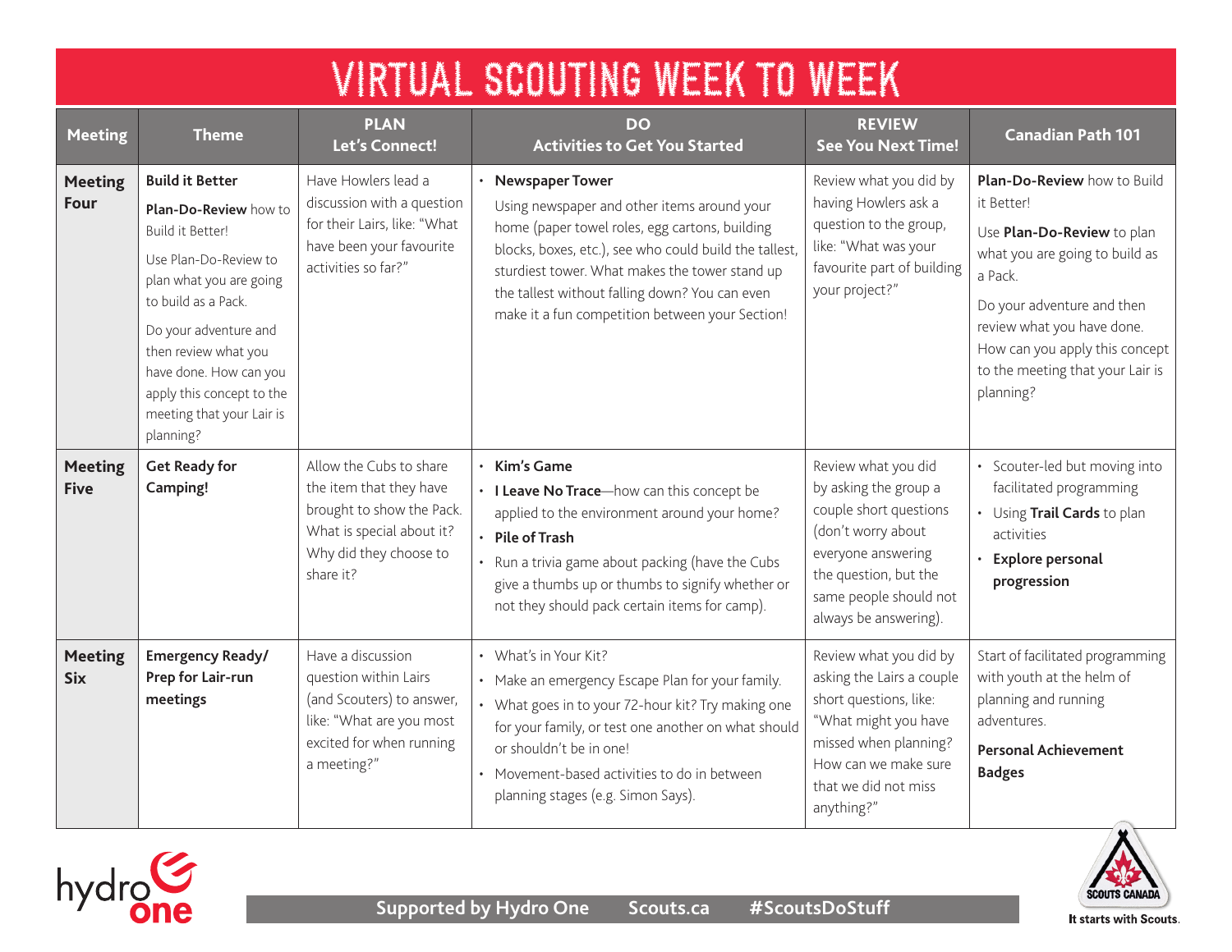# VIRTUAL SCOUTING WEEK TO WEEK

| Meeting | Theme | PLAN Let's Connect! | DO Activities to Get You Started | REVIEW See You Next Time! | Canadian Path 101 |
|---|---|---|---|---|---|
| **Meeting Four** | **Build it Better** <br> **Plan-Do-Review** how to Build it Better! <br> Use Plan-Do-Review to plan what you are going to build as a Pack. <br> Do your adventure and then review what you have done. How can you apply this concept to the meeting that your Lair is planning? | Have Howlers lead a discussion with a question for their Lairs, like: "What have been your favourite activities so far?" | • **Newspaper Tower** <br> Using newspaper and other items around your home (paper towel roles, egg cartons, building blocks, boxes, etc.), see who could build the tallest, sturdiest tower. What makes the tower stand up the tallest without falling down? You can even make it a fun competition between your Section! | Review what you did by having Howlers ask a question to the group, like: "What was your favourite part of building your project?" | **Plan-Do-Review** how to Build it Better! <br> Use **Plan-Do-Review** to plan what you are going to build as a Pack. <br> Do your adventure and then review what you have done. How can you apply this concept to the meeting that your Lair is planning? |
| **Meeting Five** | **Get Ready for Camping!** | Allow the Cubs to share the item that they have brought to show the Pack. What is special about it? Why did they choose to share it? | • **Kim's Game** <br> • **I Leave No Trace**—how can this concept be applied to the environment around your home? <br> • **Pile of Trash** <br> • Run a trivia game about packing (have the Cubs give a thumbs up or thumbs to signify whether or not they should pack certain items for camp). | Review what you did by asking the group a couple short questions (don't worry about everyone answering the question, but the same people should not always be answering). | • Scouter-led but moving into facilitated programming <br> • Using **Trail Cards** to plan activities <br> • **Explore personal progression** |
| **Meeting Six** | **Emergency Ready/ Prep for Lair-run meetings** | Have a discussion question within Lairs (and Scouters) to answer, like: "What are you most excited for when running a meeting?" | • What's in Your Kit? <br> • Make an emergency Escape Plan for your family. <br> • What goes in to your 72-hour kit? Try making one for your family, or test one another on what should or shouldn't be in one! <br> • Movement-based activities to do in between planning stages (e.g. Simon Says). | Review what you did by asking the Lairs a couple short questions, like: "What might you have missed when planning? How can we make sure that we did not miss anything?" | Start of facilitated programming with youth at the helm of planning and running adventures. <br> **Personal Achievement Badges** |

Supported by Hydro One  Scouts.ca  #ScoutsDoStuff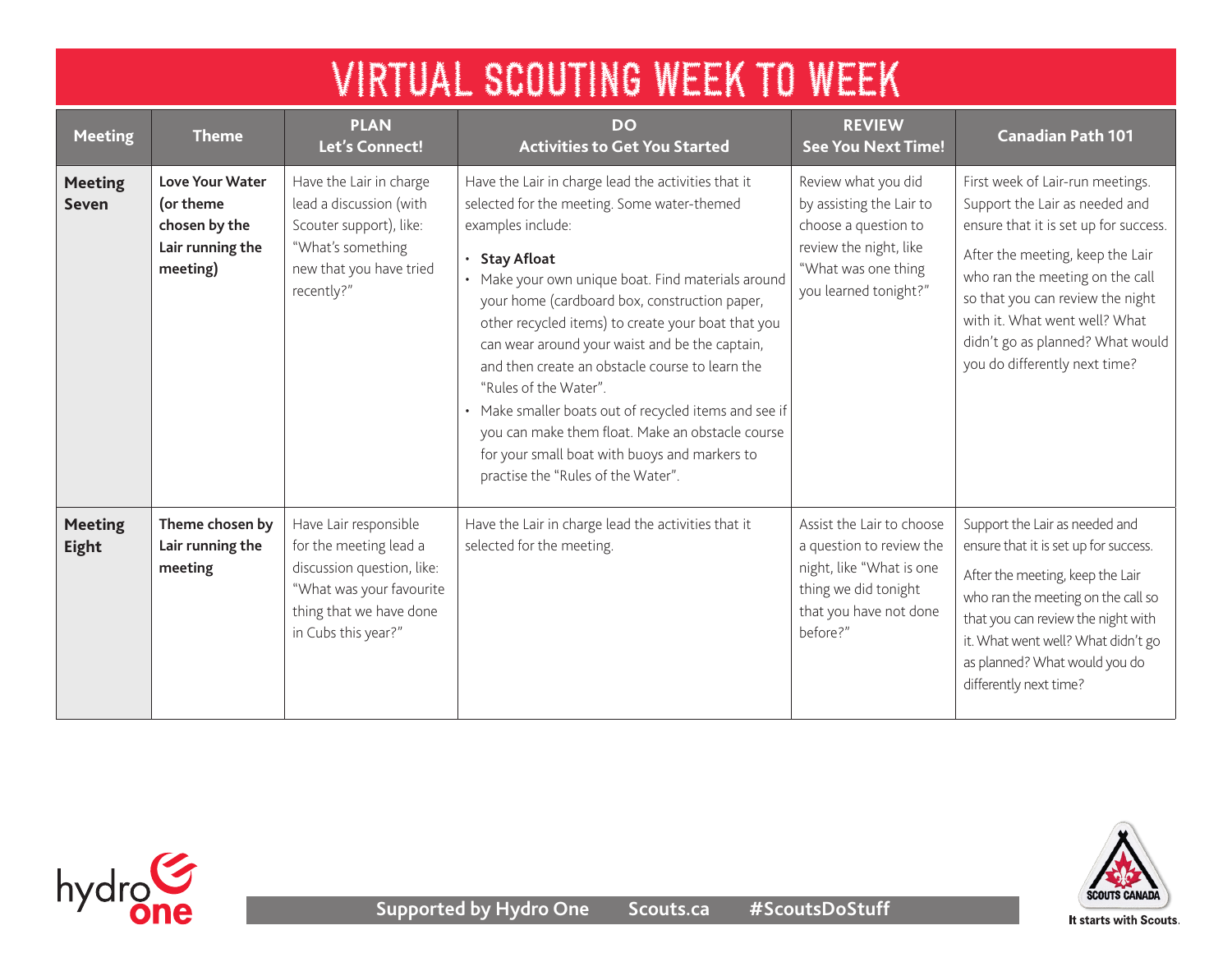# VIRTUAL SCOUTING WEEK TO WEEK

| Meeting | Theme | PLAN<br>Let's Connect! | DO<br>Activities to Get You Started | REVIEW<br>See You Next Time! | Canadian Path 101 |
|---|---|---|---|---|---|
| **Meeting Seven** | **Love Your Water (or theme chosen by the Lair running the meeting)** | Have the Lair in charge lead a discussion (with Scouter support), like: "What's something new that you have tried recently?" | Have the Lair in charge lead the activities that it selected for the meeting. Some water-themed examples include:<br>• **Stay Afloat**<br>• Make your own unique boat. Find materials around your home (cardboard box, construction paper, other recycled items) to create your boat that you can wear around your waist and be the captain, and then create an obstacle course to learn the "Rules of the Water".<br>• Make smaller boats out of recycled items and see if you can make them float. Make an obstacle course for your small boat with buoys and markers to practise the "Rules of the Water". | Review what you did by assisting the Lair to choose a question to review the night, like "What was one thing you learned tonight?" | First week of Lair-run meetings. Support the Lair as needed and ensure that it is set up for success.<br>After the meeting, keep the Lair who ran the meeting on the call so that you can review the night with it. What went well? What didn't go as planned? What would you do differently next time? |
| **Meeting Eight** | **Theme chosen by Lair running the meeting** | Have Lair responsible for the meeting lead a discussion question, like: "What was your favourite thing that we have done in Cubs this year?" | Have the Lair in charge lead the activities that it selected for the meeting. | Assist the Lair to choose a question to review the night, like "What is one thing we did tonight that you have not done before?" | Support the Lair as needed and ensure that it is set up for success.<br>After the meeting, keep the Lair who ran the meeting on the call so that you can review the night with it. What went well? What didn't go as planned? What would you do differently next time? |

Supported by Hydro One    Scouts.ca    #ScoutsDoStuff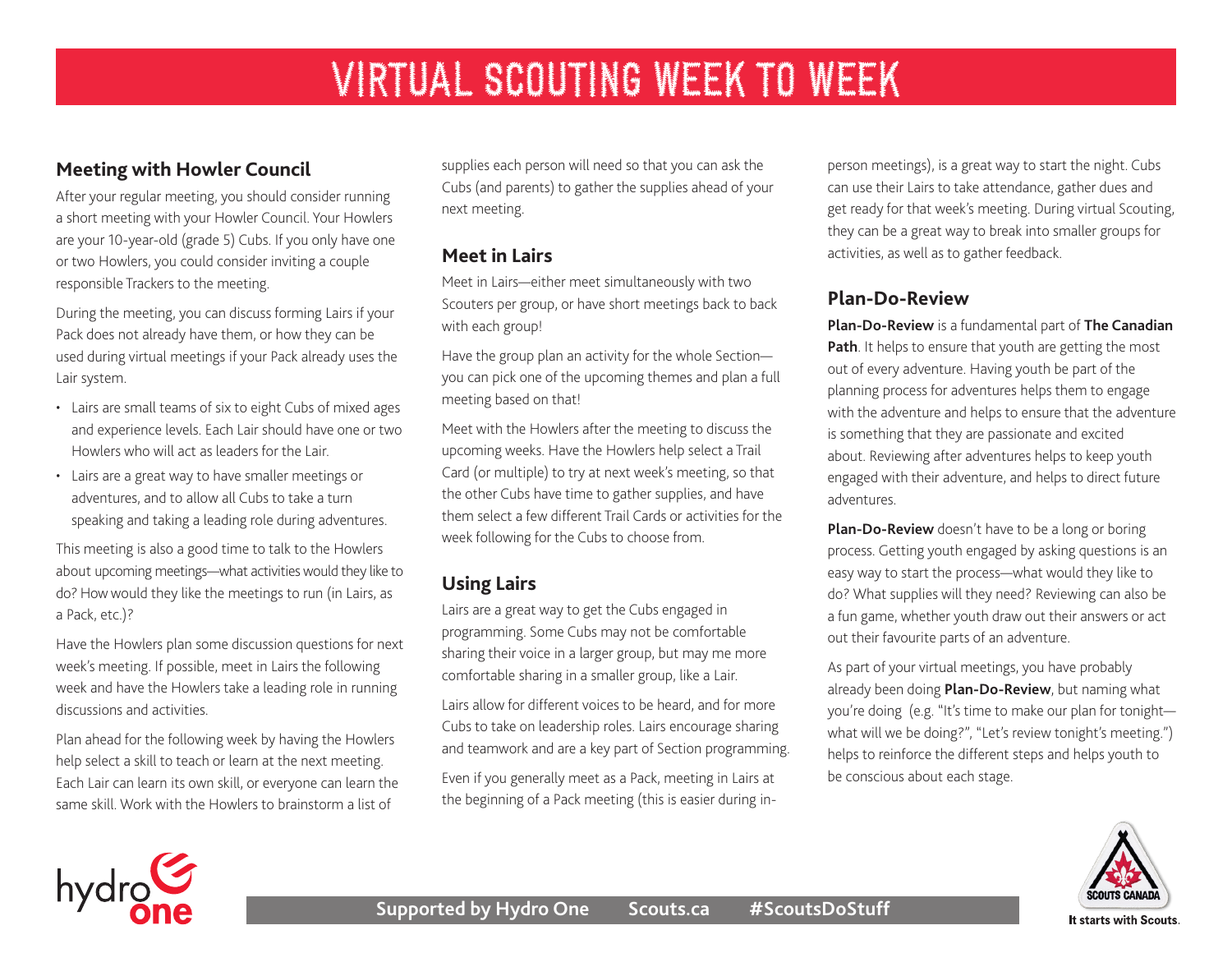# VIRTUAL SCOUTING WEEK TO WEEK

## Meeting with Howler Council

After your regular meeting, you should consider running a short meeting with your Howler Council. Your Howlers are your 10-year-old (grade 5) Cubs. If you only have one or two Howlers, you could consider inviting a couple responsible Trackers to the meeting.

During the meeting, you can discuss forming Lairs if your Pack does not already have them, or how they can be used during virtual meetings if your Pack already uses the Lair system.

- Lairs are small teams of six to eight Cubs of mixed ages and experience levels. Each Lair should have one or two Howlers who will act as leaders for the Lair.
- Lairs are a great way to have smaller meetings or adventures, and to allow all Cubs to take a turn speaking and taking a leading role during adventures.

This meeting is also a good time to talk to the Howlers about upcoming meetings—what activities would they like to do? How would they like the meetings to run (in Lairs, as a Pack, etc.)?

Have the Howlers plan some discussion questions for next week's meeting. If possible, meet in Lairs the following week and have the Howlers take a leading role in running discussions and activities.

Plan ahead for the following week by having the Howlers help select a skill to teach or learn at the next meeting. Each Lair can learn its own skill, or everyone can learn the same skill. Work with the Howlers to brainstorm a list of supplies each person will need so that you can ask the Cubs (and parents) to gather the supplies ahead of your next meeting.

## Meet in Lairs

Meet in Lairs—either meet simultaneously with two Scouters per group, or have short meetings back to back with each group!

Have the group plan an activity for the whole Section—you can pick one of the upcoming themes and plan a full meeting based on that!

Meet with the Howlers after the meeting to discuss the upcoming weeks. Have the Howlers help select a Trail Card (or multiple) to try at next week's meeting, so that the other Cubs have time to gather supplies, and have them select a few different Trail Cards or activities for the week following for the Cubs to choose from.

## Using Lairs

Lairs are a great way to get the Cubs engaged in programming. Some Cubs may not be comfortable sharing their voice in a larger group, but may me more comfortable sharing in a smaller group, like a Lair.

Lairs allow for different voices to be heard, and for more Cubs to take on leadership roles. Lairs encourage sharing and teamwork and are a key part of Section programming.

Even if you generally meet as a Pack, meeting in Lairs at the beginning of a Pack meeting (this is easier during in-person meetings), is a great way to start the night. Cubs can use their Lairs to take attendance, gather dues and get ready for that week's meeting. During virtual Scouting, they can be a great way to break into smaller groups for activities, as well as to gather feedback.

## Plan-Do-Review

**Plan-Do-Review** is a fundamental part of **The Canadian Path**. It helps to ensure that youth are getting the most out of every adventure. Having youth be part of the planning process for adventures helps them to engage with the adventure and helps to ensure that the adventure is something that they are passionate and excited about. Reviewing after adventures helps to keep youth engaged with their adventure, and helps to direct future adventures.

**Plan-Do-Review** doesn't have to be a long or boring process. Getting youth engaged by asking questions is an easy way to start the process—what would they like to do? What supplies will they need? Reviewing can also be a fun game, whether youth draw out their answers or act out their favourite parts of an adventure.

As part of your virtual meetings, you have probably already been doing **Plan-Do-Review**, but naming what you're doing (e.g. "It's time to make our plan for tonight—what will we be doing?", "Let's review tonight's meeting.") helps to reinforce the different steps and helps youth to be conscious about each stage.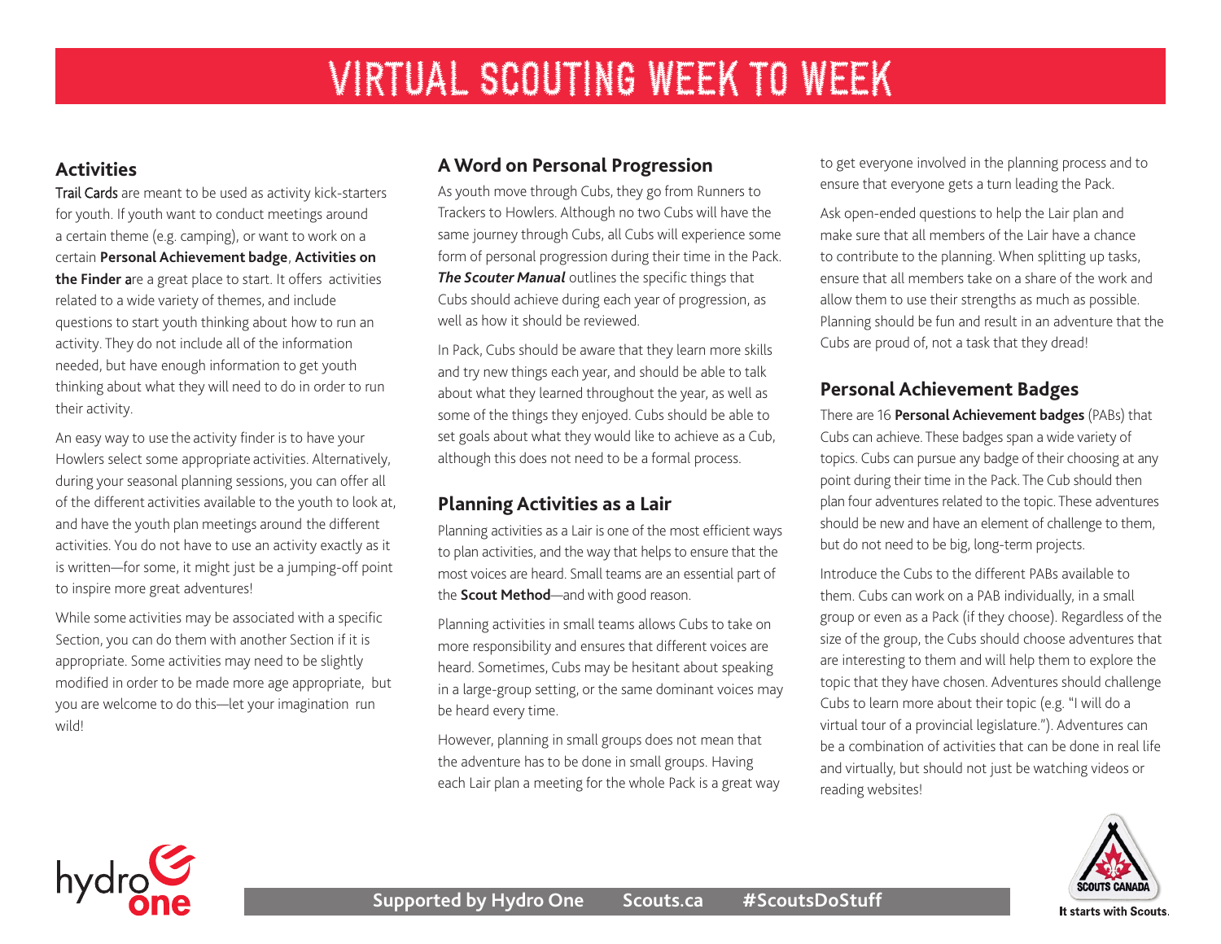# VIRTUAL SCOUTING WEEK TO WEEK

## Activities

Trail Cards are meant to be used as activity kick-starters for youth. If youth want to conduct meetings around a certain theme (e.g. camping), or want to work on a certain **Personal Achievement badge**, **Activities on the Finder a**re a great place to start. It offers activities related to a wide variety of themes, and include questions to start youth thinking about how to run an activity. They do not include all of the information needed, but have enough information to get youth thinking about what they will need to do in order to run their activity.

An easy way to use the activity finder is to have your Howlers select some appropriate activities. Alternatively, during your seasonal planning sessions, you can offer all of the different activities available to the youth to look at, and have the youth plan meetings around the different activities. You do not have to use an activity exactly as it is written—for some, it might just be a jumping-off point to inspire more great adventures!

While some activities may be associated with a specific Section, you can do them with another Section if it is appropriate. Some activities may need to be slightly modified in order to be made more age appropriate, but you are welcome to do this—let your imagination run wild!

## A Word on Personal Progression

As youth move through Cubs, they go from Runners to Trackers to Howlers. Although no two Cubs will have the same journey through Cubs, all Cubs will experience some form of personal progression during their time in the Pack. ***The Scouter Manual*** outlines the specific things that Cubs should achieve during each year of progression, as well as how it should be reviewed.

In Pack, Cubs should be aware that they learn more skills and try new things each year, and should be able to talk about what they learned throughout the year, as well as some of the things they enjoyed. Cubs should be able to set goals about what they would like to achieve as a Cub, although this does not need to be a formal process.

## Planning Activities as a Lair

Planning activities as a Lair is one of the most efficient ways to plan activities, and the way that helps to ensure that the most voices are heard. Small teams are an essential part of the **Scout Method**—and with good reason.

Planning activities in small teams allows Cubs to take on more responsibility and ensures that different voices are heard. Sometimes, Cubs may be hesitant about speaking in a large-group setting, or the same dominant voices may be heard every time.

However, planning in small groups does not mean that the adventure has to be done in small groups. Having each Lair plan a meeting for the whole Pack is a great way to get everyone involved in the planning process and to ensure that everyone gets a turn leading the Pack.

Ask open-ended questions to help the Lair plan and make sure that all members of the Lair have a chance to contribute to the planning. When splitting up tasks, ensure that all members take on a share of the work and allow them to use their strengths as much as possible. Planning should be fun and result in an adventure that the Cubs are proud of, not a task that they dread!

## Personal Achievement Badges

There are 16 **Personal Achievement badges** (PABs) that Cubs can achieve. These badges span a wide variety of topics. Cubs can pursue any badge of their choosing at any point during their time in the Pack. The Cub should then plan four adventures related to the topic. These adventures should be new and have an element of challenge to them, but do not need to be big, long-term projects.

Introduce the Cubs to the different PABs available to them. Cubs can work on a PAB individually, in a small group or even as a Pack (if they choose). Regardless of the size of the group, the Cubs should choose adventures that are interesting to them and will help them to explore the topic that they have chosen. Adventures should challenge Cubs to learn more about their topic (e.g. "I will do a virtual tour of a provincial legislature."). Adventures can be a combination of activities that can be done in real life and virtually, but should not just be watching videos or reading websites!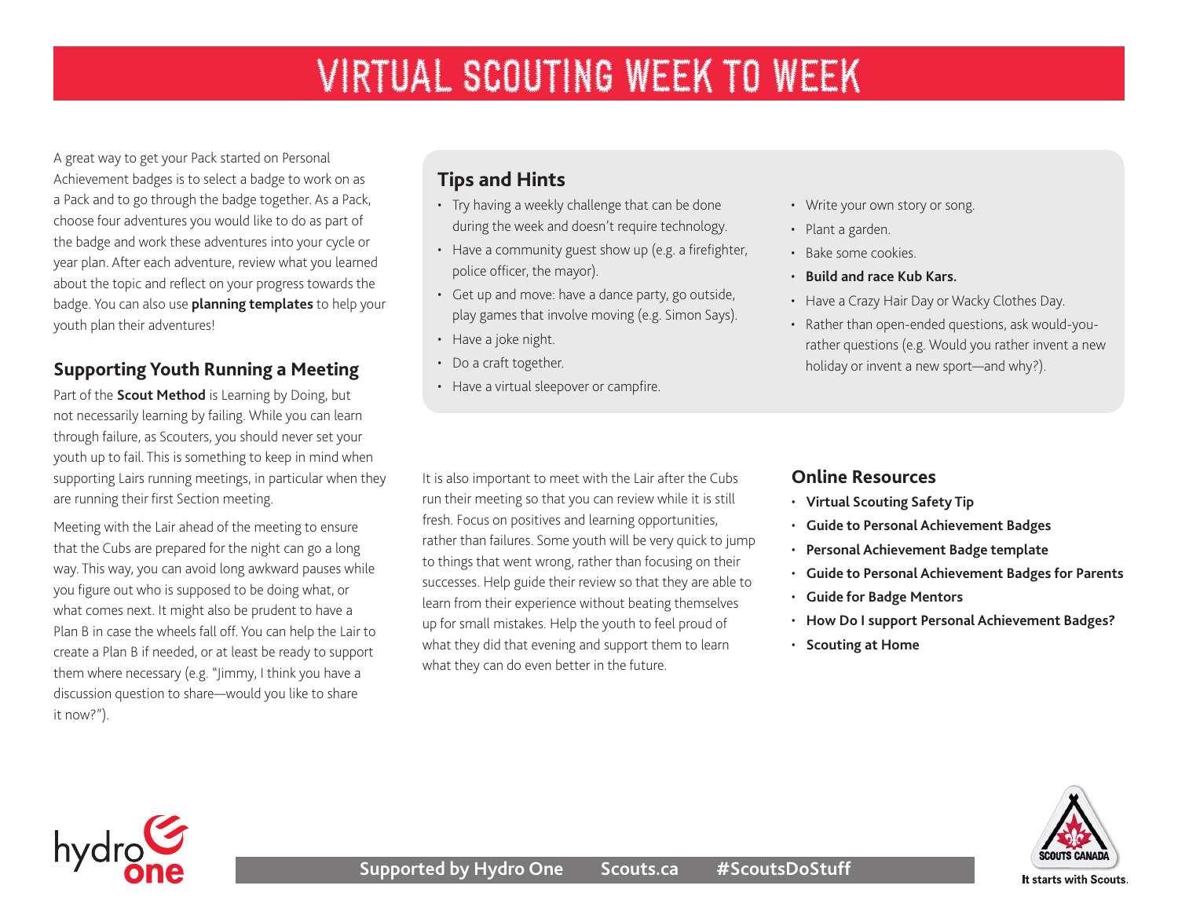# VIRTUAL SCOUTING WEEK TO WEEK

A great way to get your Pack started on Personal Achievement badges is to select a badge to work on as a Pack and to go through the badge together. As a Pack, choose four adventures you would like to do as part of the badge and work these adventures into your cycle or year plan. After each adventure, review what you learned about the topic and reflect on your progress towards the badge. You can also use **planning templates** to help your youth plan their adventures!

## Supporting Youth Running a Meeting

Part of the **Scout Method** is Learning by Doing, but not necessarily learning by failing. While you can learn through failure, as Scouters, you should never set your youth up to fail. This is something to keep in mind when supporting Lairs running meetings, in particular when they are running their first Section meeting.

Meeting with the Lair ahead of the meeting to ensure that the Cubs are prepared for the night can go a long way. This way, you can avoid long awkward pauses while you figure out who is supposed to be doing what, or what comes next. It might also be prudent to have a Plan B in case the wheels fall off. You can help the Lair to create a Plan B if needed, or at least be ready to support them where necessary (e.g. "Jimmy, I think you have a discussion question to share—would you like to share it now?").

It is also important to meet with the Lair after the Cubs run their meeting so that you can review while it is still fresh. Focus on positives and learning opportunities, rather than failures. Some youth will be very quick to jump to things that went wrong, rather than focusing on their successes. Help guide their review so that they are able to learn from their experience without beating themselves up for small mistakes. Help the youth to feel proud of what they did that evening and support them to learn what they can do even better in the future.

## Tips and Hints

- Try having a weekly challenge that can be done during the week and doesn't require technology.
- Have a community guest show up (e.g. a firefighter, police officer, the mayor).
- Get up and move: have a dance party, go outside, play games that involve moving (e.g. Simon Says).
- Have a joke night.
- Do a craft together.
- Have a virtual sleepover or campfire.
- Write your own story or song.
- Plant a garden.
- Bake some cookies.
- **Build and race Kub Kars.**
- Have a Crazy Hair Day or Wacky Clothes Day.
- Rather than open-ended questions, ask would-you-rather questions (e.g. Would you rather invent a new holiday or invent a new sport—and why?).

## Online Resources

- **Virtual Scouting Safety Tip**
- **Guide to Personal Achievement Badges**
- **Personal Achievement Badge template**
- **Guide to Personal Achievement Badges for Parents**
- **Guide for Badge Mentors**
- **How Do I support Personal Achievement Badges?**
- **Scouting at Home**

**Supported by Hydro One** **Scouts.ca** **#ScoutsDoStuff**

It starts with Scouts.